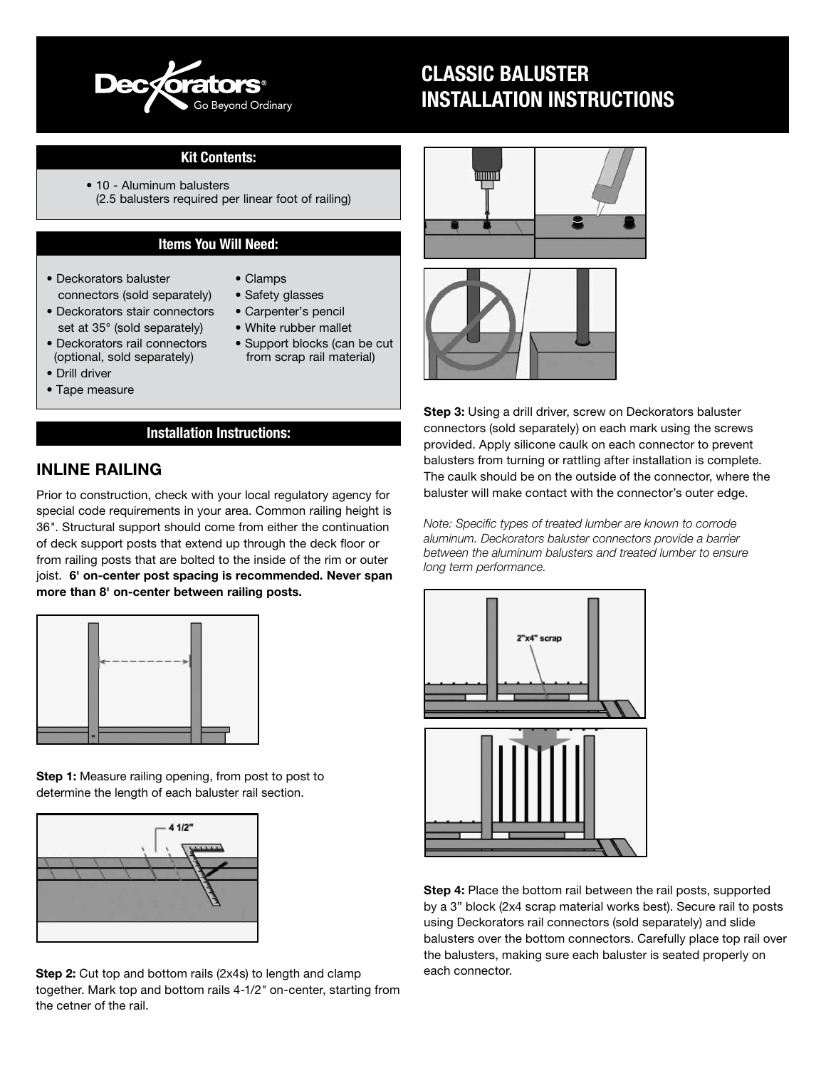# CLASSIC BALUSTER INSTALLATION INSTRUCTIONS

Deckorators® Go Beyond Ordinary

## Kit Contents:

- 10 - Aluminum balusters (2.5 balusters required per linear foot of railing)

## Items You Will Need:

- Deckorators baluster connectors (sold separately)
- Deckorators stair connectors set at 35° (sold separately)
- Deckorators rail connectors (optional, sold separately)
- Drill driver
- Tape measure
- Clamps
- Safety glasses
- Carpenter's pencil
- White rubber mallet
- Support blocks (can be cut from scrap rail material)

## Installation Instructions:

### INLINE RAILING

Prior to construction, check with your local regulatory agency for special code requirements in your area. Common railing height is 36". Structural support should come from either the continuation of deck support posts that extend up through the deck floor or from railing posts that are bolted to the inside of the rim or outer joist. **6' on-center post spacing is recommended. Never span more than 8' on-center between railing posts.**

**Step 1:** Measure railing opening, from post to post to determine the length of each baluster rail section.

4 1/2"

**Step 2:** Cut top and bottom rails (2x4s) to length and clamp together. Mark top and bottom rails 4-1/2" on-center, starting from the cetner of the rail.

**Step 3:** Using a drill driver, screw on Deckorators baluster connectors (sold separately) on each mark using the screws provided. Apply silicone caulk on each connector to prevent balusters from turning or rattling after installation is complete. The caulk should be on the outside of the connector, where the baluster will make contact with the connector's outer edge.

*Note: Specific types of treated lumber are known to corrode aluminum. Deckorators baluster connectors provide a barrier between the aluminum balusters and treated lumber to ensure long term performance.*

2"x4" scrap

**Step 4:** Place the bottom rail between the rail posts, supported by a 3" block (2x4 scrap material works best). Secure rail to posts using Deckorators rail connectors (sold separately) and slide balusters over the bottom connectors. Carefully place top rail over the balusters, making sure each baluster is seated properly on each connector.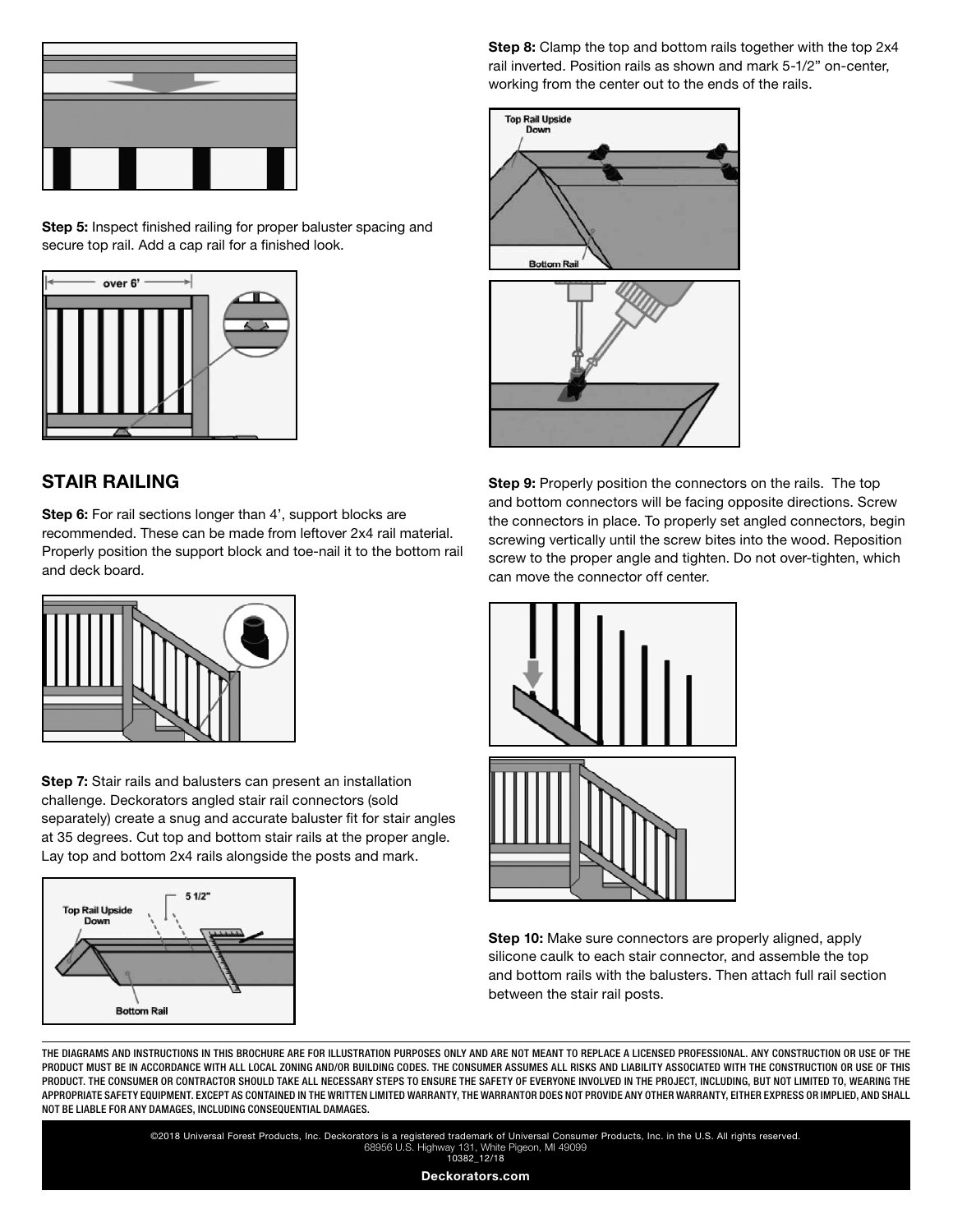**Step 5:** Inspect finished railing for proper baluster spacing and secure top rail. Add a cap rail for a finished look.

over 6'

## STAIR RAILING

**Step 6:** For rail sections longer than 4', support blocks are recommended. These can be made from leftover 2x4 rail material. Properly position the support block and toe-nail it to the bottom rail and deck board.

**Step 7:** Stair rails and balusters can present an installation challenge. Deckorators angled stair rail connectors (sold separately) create a snug and accurate baluster fit for stair angles at 35 degrees. Cut top and bottom stair rails at the proper angle. Lay top and bottom 2x4 rails alongside the posts and mark.

Top Rail Upside Down

5 1/2"

Bottom Rail

**Step 8:** Clamp the top and bottom rails together with the top 2x4 rail inverted. Position rails as shown and mark 5-1/2" on-center, working from the center out to the ends of the rails.

Top Rail Upside Down

Bottom Rail

**Step 9:** Properly position the connectors on the rails. The top and bottom connectors will be facing opposite directions. Screw the connectors in place. To properly set angled connectors, begin screwing vertically until the screw bites into the wood. Reposition screw to the proper angle and tighten. Do not over-tighten, which can move the connector off center.

**Step 10:** Make sure connectors are properly aligned, apply silicone caulk to each stair connector, and assemble the top and bottom rails with the balusters. Then attach full rail section between the stair rail posts.

THE DIAGRAMS AND INSTRUCTIONS IN THIS BROCHURE ARE FOR ILLUSTRATION PURPOSES ONLY AND ARE NOT MEANT TO REPLACE A LICENSED PROFESSIONAL. ANY CONSTRUCTION OR USE OF THE PRODUCT MUST BE IN ACCORDANCE WITH ALL LOCAL ZONING AND/OR BUILDING CODES. THE CONSUMER ASSUMES ALL RISKS AND LIABILITY ASSOCIATED WITH THE CONSTRUCTION OR USE OF THIS PRODUCT. THE CONSUMER OR CONTRACTOR SHOULD TAKE ALL NECESSARY STEPS TO ENSURE THE SAFETY OF EVERYONE INVOLVED IN THE PROJECT, INCLUDING, BUT NOT LIMITED TO, WEARING THE APPROPRIATE SAFETY EQUIPMENT. EXCEPT AS CONTAINED IN THE WRITTEN LIMITED WARRANTY, THE WARRANTOR DOES NOT PROVIDE ANY OTHER WARRANTY, EITHER EXPRESS OR IMPLIED, AND SHALL NOT BE LIABLE FOR ANY DAMAGES, INCLUDING CONSEQUENTIAL DAMAGES.

©2018 Universal Forest Products, Inc. Deckorators is a registered trademark of Universal Consumer Products, Inc. in the U.S. All rights reserved.
68956 U.S. Highway 131, White Pigeon, MI 49099
10382_12/18

**Deckorators.com**